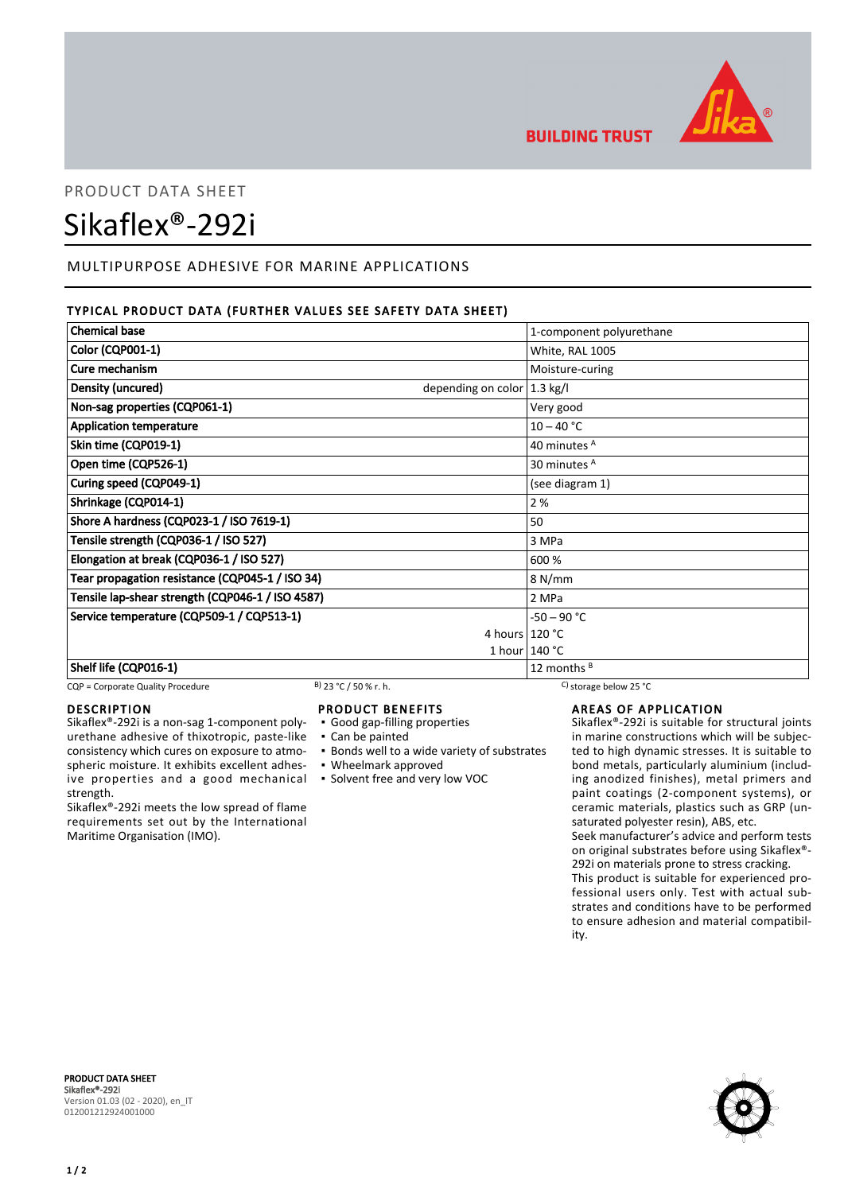PRODUCT DATA SHEET

# Sikaflex®-292i

## MULTIPURPOSE ADHESIVE FOR MARINE APPLICATIONS

### TYPICAL PRODUCT DATA (FURTHER VALUES SEE SAFETY DATA SHEET)

| Property | | Value |
|---|---|---|
| **Chemical base** | | 1-component polyurethane |
| **Color (CQP001-1)** | | White, RAL 1005 |
| **Cure mechanism** | | Moisture-curing |
| **Density (uncured)** | depending on color | 1.3 kg/l |
| **Non-sag properties (CQP061-1)** | | Very good |
| **Application temperature** | | 10 – 40 °C |
| **Skin time (CQP019-1)** | | 40 minutes [A] |
| **Open time (CQP526-1)** | | 30 minutes [A] |
| **Curing speed (CQP049-1)** | | (see diagram 1) |
| **Shrinkage (CQP014-1)** | | 2 % |
| **Shore A hardness (CQP023-1 / ISO 7619-1)** | | 50 |
| **Tensile strength (CQP036-1 / ISO 527)** | | 3 MPa |
| **Elongation at break (CQP036-1 / ISO 527)** | | 600 % |
| **Tear propagation resistance (CQP045-1 / ISO 34)** | | 8 N/mm |
| **Tensile lap-shear strength (CQP046-1 / ISO 4587)** | | 2 MPa |
| **Service temperature (CQP509-1 / CQP513-1)** | | -50 – 90 °C |
| | 4 hours | 120 °C |
| | 1 hour | 140 °C |
| **Shelf life (CQP016-1)** | | 12 months [B] |

CQP = Corporate Quality Procedure    B) 23 °C / 50 % r. h.    C) storage below 25 °C

### DESCRIPTION

Sikaflex®-292i is a non-sag 1-component polyurethane adhesive of thixotropic, paste-like consistency which cures on exposure to atmospheric moisture. It exhibits excellent adhesive properties and a good mechanical strength.

Sikaflex®-292i meets the low spread of flame requirements set out by the International Maritime Organisation (IMO).

### PRODUCT BENEFITS

- Good gap-filling properties
- Can be painted
- Bonds well to a wide variety of substrates
- Wheelmark approved
- Solvent free and very low VOC

### AREAS OF APPLICATION

Sikaflex®-292i is suitable for structural joints in marine constructions which will be subjected to high dynamic stresses. It is suitable to bond metals, particularly aluminium (including anodized finishes), metal primers and paint coatings (2-component systems), or ceramic materials, plastics such as GRP (unsaturated polyester resin), ABS, etc.

Seek manufacturer's advice and perform tests on original substrates before using Sikaflex®-292i on materials prone to stress cracking.

This product is suitable for experienced professional users only. Test with actual substrates and conditions have to be performed to ensure adhesion and material compatibility.

**PRODUCT DATA SHEET**
**Sikaflex®-292i**
Version 01.03 (02 - 2020), en_IT
012001212924001000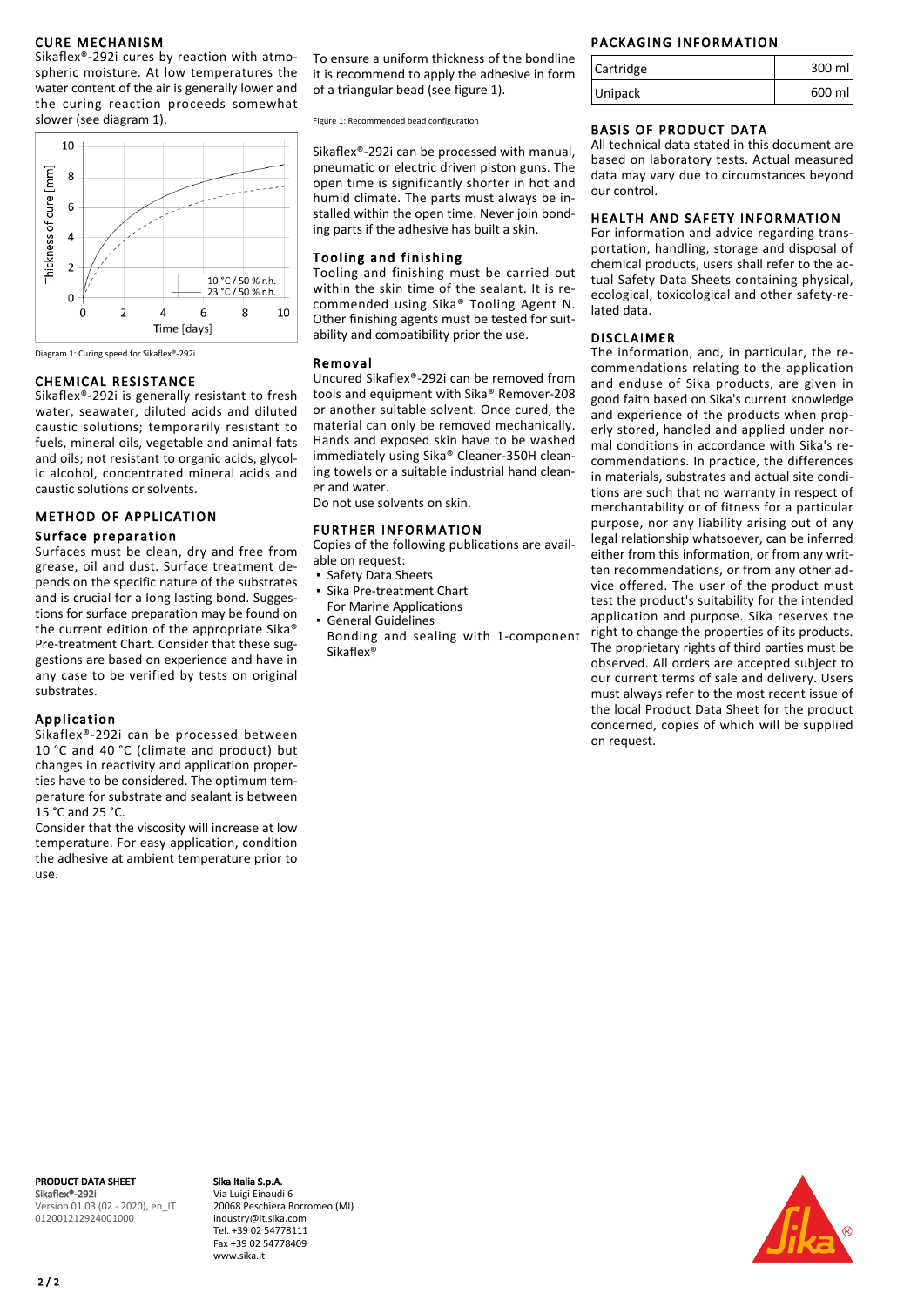## CURE MECHANISM

Sikaflex®-292i cures by reaction with atmospheric moisture. At low temperatures the water content of the air is generally lower and the curing reaction proceeds somewhat slower (see diagram 1).

Thickness of cure [mm]

10
8
6
4
2
0

0 2 4 6 8 10

Time [days]

10 °C / 50 % r.h.
23 °C / 50 % r.h.

Diagram 1: Curing speed for Sikaflex®-292i

## CHEMICAL RESISTANCE

Sikaflex®-292i is generally resistant to fresh water, seawater, diluted acids and diluted caustic solutions; temporarily resistant to fuels, mineral oils, vegetable and animal fats and oils; not resistant to organic acids, glycolic alcohol, concentrated mineral acids and caustic solutions or solvents.

## METHOD OF APPLICATION

### Surface preparation

Surfaces must be clean, dry and free from grease, oil and dust. Surface treatment depends on the specific nature of the substrates and is crucial for a long lasting bond. Suggestions for surface preparation may be found on the current edition of the appropriate Sika® Pre-treatment Chart. Consider that these suggestions are based on experience and have in any case to be verified by tests on original substrates.

### Application

Sikaflex®-292i can be processed between 10 °C and 40 °C (climate and product) but changes in reactivity and application properties have to be considered. The optimum temperature for substrate and sealant is between 15 °C and 25 °C.

Consider that the viscosity will increase at low temperature. For easy application, condition the adhesive at ambient temperature prior to use.

To ensure a uniform thickness of the bondline it is recommend to apply the adhesive in form of a triangular bead (see figure 1).

Figure 1: Recommended bead configuration

Sikaflex®-292i can be processed with manual, pneumatic or electric driven piston guns. The open time is significantly shorter in hot and humid climate. The parts must always be installed within the open time. Never join bonding parts if the adhesive has built a skin.

### Tooling and finishing

Tooling and finishing must be carried out within the skin time of the sealant. It is recommended using Sika® Tooling Agent N. Other finishing agents must be tested for suitability and compatibility prior the use.

### Removal

Uncured Sikaflex®-292i can be removed from tools and equipment with Sika® Remover-208 or another suitable solvent. Once cured, the material can only be removed mechanically. Hands and exposed skin have to be washed immediately using Sika® Cleaner-350H cleaning towels or a suitable industrial hand cleaner and water.

Do not use solvents on skin.

## FURTHER INFORMATION

Copies of the following publications are available on request:

- Safety Data Sheets
- Sika Pre-treatment Chart For Marine Applications
- General Guidelines Bonding and sealing with 1-component Sikaflex®

## PACKAGING INFORMATION

| | |
|---|---|
| Cartridge | 300 ml |
| Unipack | 600 ml |

## BASIS OF PRODUCT DATA

All technical data stated in this document are based on laboratory tests. Actual measured data may vary due to circumstances beyond our control.

## HEALTH AND SAFETY INFORMATION

For information and advice regarding transportation, handling, storage and disposal of chemical products, users shall refer to the actual Safety Data Sheets containing physical, ecological, toxicological and other safety-related data.

## DISCLAIMER

The information, and, in particular, the recommendations relating to the application and enduse of Sika products, are given in good faith based on Sika's current knowledge and experience of the products when properly stored, handled and applied under normal conditions in accordance with Sika's recommendations. In practice, the differences in materials, substrates and actual site conditions are such that no warranty in respect of merchantability or of fitness for a particular purpose, nor any liability arising out of any legal relationship whatsoever, can be inferred either from this information, or from any written recommendations, or from any other advice offered. The user of the product must test the product's suitability for the intended application and purpose. Sika reserves the right to change the properties of its products. The proprietary rights of third parties must be observed. All orders are accepted subject to our current terms of sale and delivery. Users must always refer to the most recent issue of the local Product Data Sheet for the product concerned, copies of which will be supplied on request.

**PRODUCT DATA SHEET**
**Sikaflex®-292i**
Version 01.03 (02 - 2020), en_IT
012001212924001000

**Sika Italia S.p.A.**
Via Luigi Einaudi 6
20068 Peschiera Borromeo (MI)
industry@it.sika.com
Tel. +39 02 54778111
Fax +39 02 54778409
www.sika.it